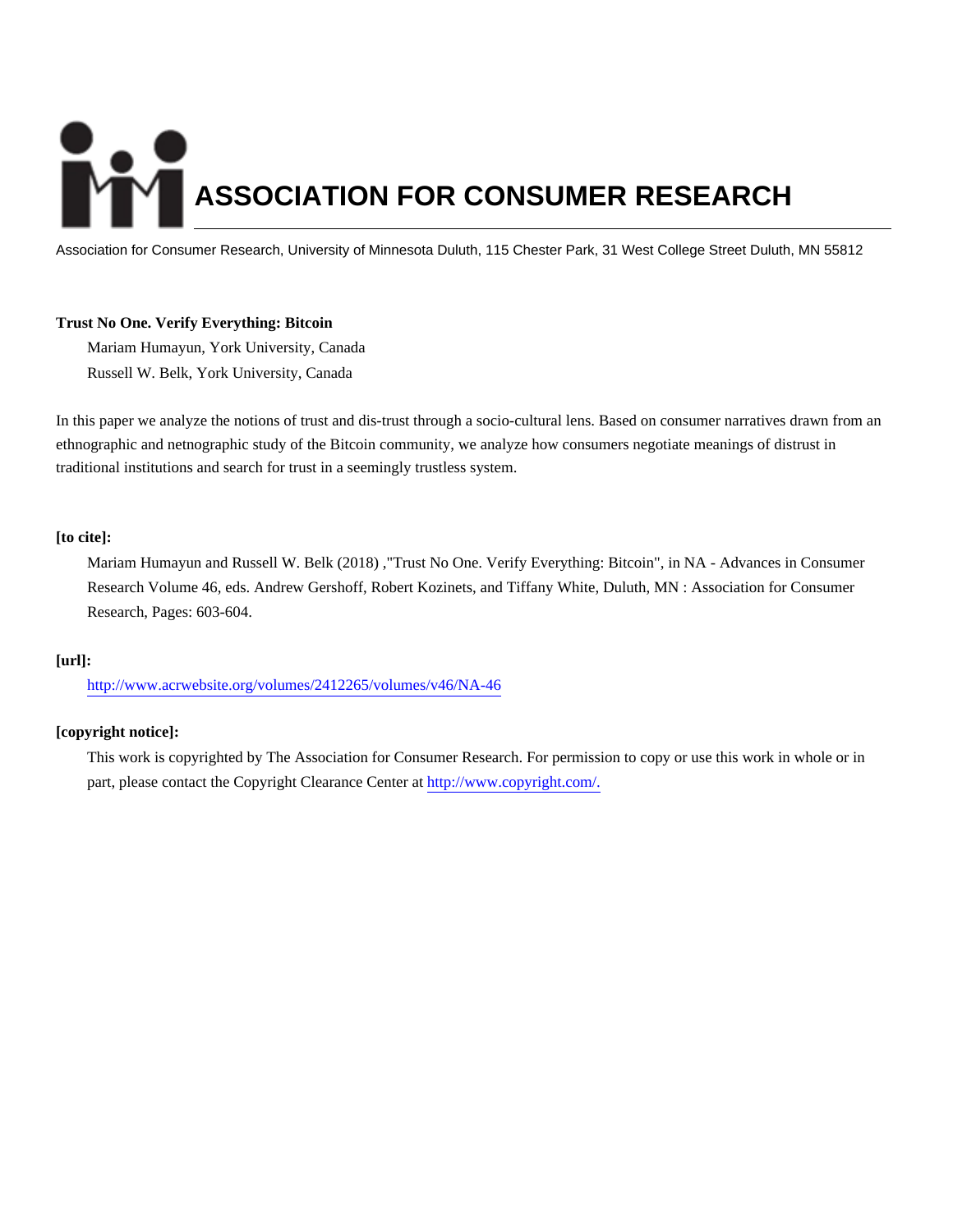# ASSOCIATION FOR CONSUMER RESEARCH

Association for Consumer Research, University of Minnesota Duluth, 115 Chester Park, 31 West College Street Duluth, MN 55812

**Trust No One. Verify Everything: Bitcoin**

Mariam Humayun, York University, Canada

Russell W. Belk, York University, Canada

In this paper we analyze the notions of trust and dis-trust through a socio-cultural lens. Based on consumer narratives drawn from an ethnographic and netnographic study of the Bitcoin community, we analyze how consumers negotiate meanings of distrust in traditional institutions and search for trust in a seemingly trustless system.

**[to cite]:**

Mariam Humayun and Russell W. Belk (2018) ,"Trust No One. Verify Everything: Bitcoin", in NA - Advances in Consumer Research Volume 46, eds. Andrew Gershoff, Robert Kozinets, and Tiffany White, Duluth, MN : Association for Consumer Research, Pages: 603-604.

**[url]:**

http://www.acrwebsite.org/volumes/2412265/volumes/v46/NA-46

**[copyright notice]:**

This work is copyrighted by The Association for Consumer Research. For permission to copy or use this work in whole or in part, please contact the Copyright Clearance Center at http://www.copyright.com/.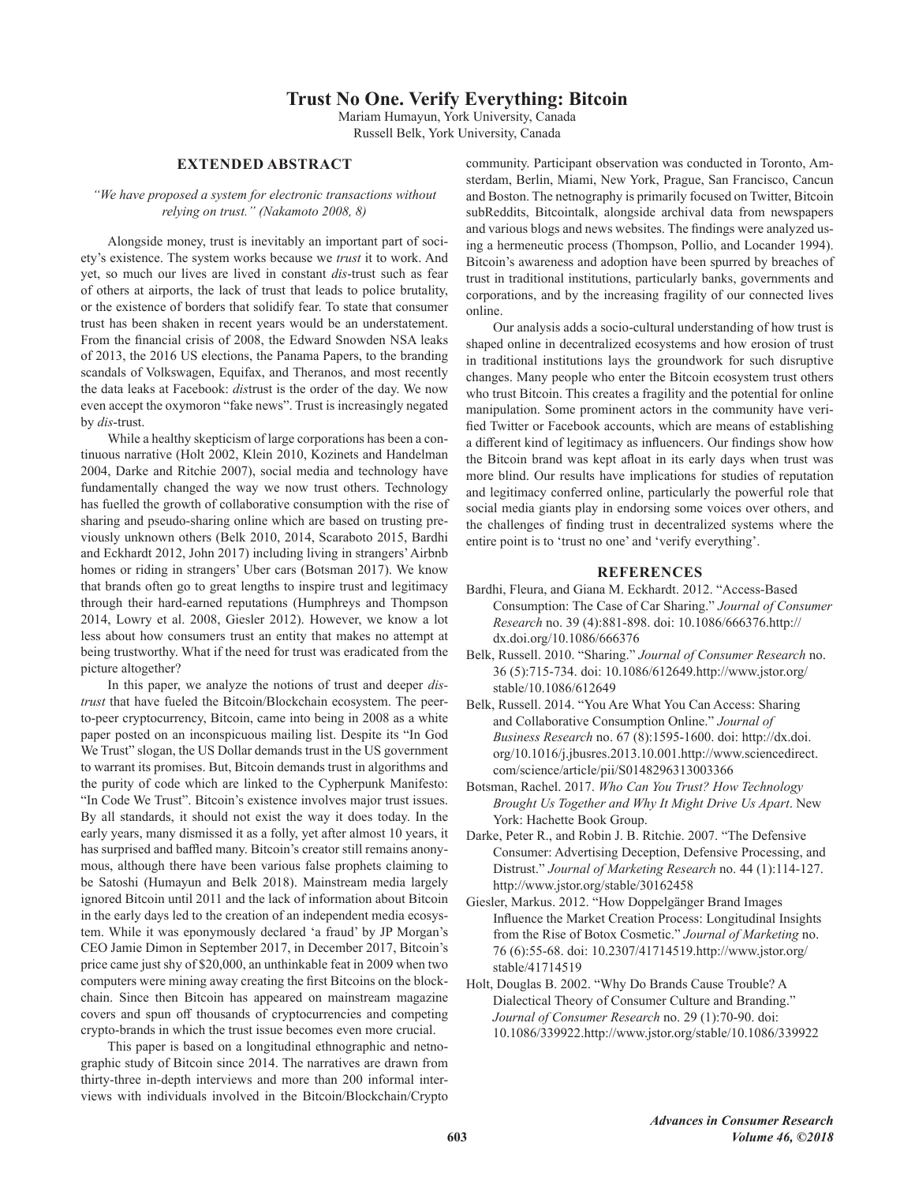# Trust No One. Verify Everything: Bitcoin

Mariam Humayun, York University, Canada
Russell Belk, York University, Canada

## EXTENDED ABSTRACT

*"We have proposed a system for electronic transactions without relying on trust." (Nakamoto 2008, 8)*

Alongside money, trust is inevitably an important part of society's existence. The system works because we *trust* it to work. And yet, so much our lives are lived in constant *dis*-trust such as fear of others at airports, the lack of trust that leads to police brutality, or the existence of borders that solidify fear. To state that consumer trust has been shaken in recent years would be an understatement. From the financial crisis of 2008, the Edward Snowden NSA leaks of 2013, the 2016 US elections, the Panama Papers, to the branding scandals of Volkswagen, Equifax, and Theranos, and most recently the data leaks at Facebook: *dis*trust is the order of the day. We now even accept the oxymoron "fake news". Trust is increasingly negated by *dis*-trust.

While a healthy skepticism of large corporations has been a continuous narrative (Holt 2002, Klein 2010, Kozinets and Handelman 2004, Darke and Ritchie 2007), social media and technology have fundamentally changed the way we now trust others. Technology has fuelled the growth of collaborative consumption with the rise of sharing and pseudo-sharing online which are based on trusting previously unknown others (Belk 2010, 2014, Scaraboto 2015, Bardhi and Eckhardt 2012, John 2017) including living in strangers' Airbnb homes or riding in strangers' Uber cars (Botsman 2017). We know that brands often go to great lengths to inspire trust and legitimacy through their hard-earned reputations (Humphreys and Thompson 2014, Lowry et al. 2008, Giesler 2012). However, we know a lot less about how consumers trust an entity that makes no attempt at being trustworthy. What if the need for trust was eradicated from the picture altogether?

In this paper, we analyze the notions of trust and deeper *distrust* that have fueled the Bitcoin/Blockchain ecosystem. The peer-to-peer cryptocurrency, Bitcoin, came into being in 2008 as a white paper posted on an inconspicuous mailing list. Despite its "In God We Trust" slogan, the US Dollar demands trust in the US government to warrant its promises. But, Bitcoin demands trust in algorithms and the purity of code which are linked to the Cypherpunk Manifesto: "In Code We Trust". Bitcoin's existence involves major trust issues. By all standards, it should not exist the way it does today. In the early years, many dismissed it as a folly, yet after almost 10 years, it has surprised and baffled many. Bitcoin's creator still remains anonymous, although there have been various false prophets claiming to be Satoshi (Humayun and Belk 2018). Mainstream media largely ignored Bitcoin until 2011 and the lack of information about Bitcoin in the early days led to the creation of an independent media ecosystem. While it was eponymously declared 'a fraud' by JP Morgan's CEO Jamie Dimon in September 2017, in December 2017, Bitcoin's price came just shy of $20,000, an unthinkable feat in 2009 when two computers were mining away creating the first Bitcoins on the blockchain. Since then Bitcoin has appeared on mainstream magazine covers and spun off thousands of cryptocurrencies and competing crypto-brands in which the trust issue becomes even more crucial.

This paper is based on a longitudinal ethnographic and netnographic study of Bitcoin since 2014. The narratives are drawn from thirty-three in-depth interviews and more than 200 informal interviews with individuals involved in the Bitcoin/Blockchain/Crypto community. Participant observation was conducted in Toronto, Amsterdam, Berlin, Miami, New York, Prague, San Francisco, Cancun and Boston. The netnography is primarily focused on Twitter, Bitcoin subReddits, Bitcointalk, alongside archival data from newspapers and various blogs and news websites. The findings were analyzed using a hermeneutic process (Thompson, Pollio, and Locander 1994). Bitcoin's awareness and adoption have been spurred by breaches of trust in traditional institutions, particularly banks, governments and corporations, and by the increasing fragility of our connected lives online.

Our analysis adds a socio-cultural understanding of how trust is shaped online in decentralized ecosystems and how erosion of trust in traditional institutions lays the groundwork for such disruptive changes. Many people who enter the Bitcoin ecosystem trust others who trust Bitcoin. This creates a fragility and the potential for online manipulation. Some prominent actors in the community have verified Twitter or Facebook accounts, which are means of establishing a different kind of legitimacy as influencers. Our findings show how the Bitcoin brand was kept afloat in its early days when trust was more blind. Our results have implications for studies of reputation and legitimacy conferred online, particularly the powerful role that social media giants play in endorsing some voices over others, and the challenges of finding trust in decentralized systems where the entire point is to 'trust no one' and 'verify everything'.

## REFERENCES

Bardhi, Fleura, and Giana M. Eckhardt. 2012. "Access-Based Consumption: The Case of Car Sharing." *Journal of Consumer Research* no. 39 (4):881-898. doi: 10.1086/666376.http://dx.doi.org/10.1086/666376

Belk, Russell. 2010. "Sharing." *Journal of Consumer Research* no. 36 (5):715-734. doi: 10.1086/612649.http://www.jstor.org/stable/10.1086/612649

Belk, Russell. 2014. "You Are What You Can Access: Sharing and Collaborative Consumption Online." *Journal of Business Research* no. 67 (8):1595-1600. doi: http://dx.doi.org/10.1016/j.jbusres.2013.10.001.http://www.sciencedirect.com/science/article/pii/S0148296313003366

Botsman, Rachel. 2017. *Who Can You Trust? How Technology Brought Us Together and Why It Might Drive Us Apart*. New York: Hachette Book Group.

Darke, Peter R., and Robin J. B. Ritchie. 2007. "The Defensive Consumer: Advertising Deception, Defensive Processing, and Distrust." *Journal of Marketing Research* no. 44 (1):114-127. http://www.jstor.org/stable/30162458

Giesler, Markus. 2012. "How Doppelgänger Brand Images Influence the Market Creation Process: Longitudinal Insights from the Rise of Botox Cosmetic." *Journal of Marketing* no. 76 (6):55-68. doi: 10.2307/41714519.http://www.jstor.org/stable/41714519

Holt, Douglas B. 2002. "Why Do Brands Cause Trouble? A Dialectical Theory of Consumer Culture and Branding." *Journal of Consumer Research* no. 29 (1):70-90. doi: 10.1086/339922.http://www.jstor.org/stable/10.1086/339922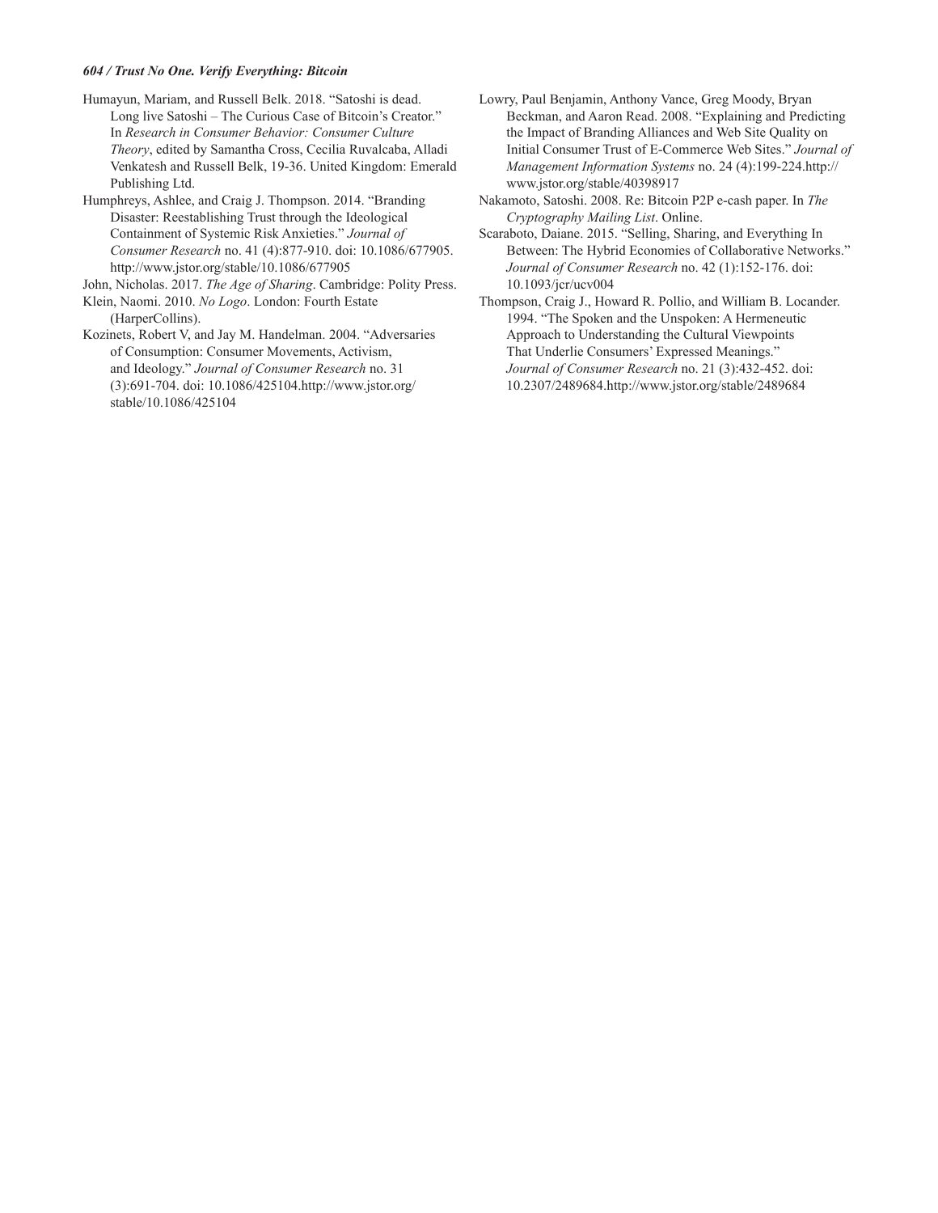Humayun, Mariam, and Russell Belk. 2018. "Satoshi is dead. Long live Satoshi – The Curious Case of Bitcoin's Creator." In *Research in Consumer Behavior: Consumer Culture Theory*, edited by Samantha Cross, Cecilia Ruvalcaba, Alladi Venkatesh and Russell Belk, 19-36. United Kingdom: Emerald Publishing Ltd.

Humphreys, Ashlee, and Craig J. Thompson. 2014. "Branding Disaster: Reestablishing Trust through the Ideological Containment of Systemic Risk Anxieties." *Journal of Consumer Research* no. 41 (4):877-910. doi: 10.1086/677905. http://www.jstor.org/stable/10.1086/677905

John, Nicholas. 2017. *The Age of Sharing*. Cambridge: Polity Press.

Klein, Naomi. 2010. *No Logo*. London: Fourth Estate (HarperCollins).

Kozinets, Robert V, and Jay M. Handelman. 2004. "Adversaries of Consumption: Consumer Movements, Activism, and Ideology." *Journal of Consumer Research* no. 31 (3):691-704. doi: 10.1086/425104.http://www.jstor.org/stable/10.1086/425104

Lowry, Paul Benjamin, Anthony Vance, Greg Moody, Bryan Beckman, and Aaron Read. 2008. "Explaining and Predicting the Impact of Branding Alliances and Web Site Quality on Initial Consumer Trust of E-Commerce Web Sites." *Journal of Management Information Systems* no. 24 (4):199-224.http://www.jstor.org/stable/40398917

Nakamoto, Satoshi. 2008. Re: Bitcoin P2P e-cash paper. In *The Cryptography Mailing List*. Online.

Scaraboto, Daiane. 2015. "Selling, Sharing, and Everything In Between: The Hybrid Economies of Collaborative Networks." *Journal of Consumer Research* no. 42 (1):152-176. doi: 10.1093/jcr/ucv004

Thompson, Craig J., Howard R. Pollio, and William B. Locander. 1994. "The Spoken and the Unspoken: A Hermeneutic Approach to Understanding the Cultural Viewpoints That Underlie Consumers' Expressed Meanings." *Journal of Consumer Research* no. 21 (3):432-452. doi: 10.2307/2489684.http://www.jstor.org/stable/2489684